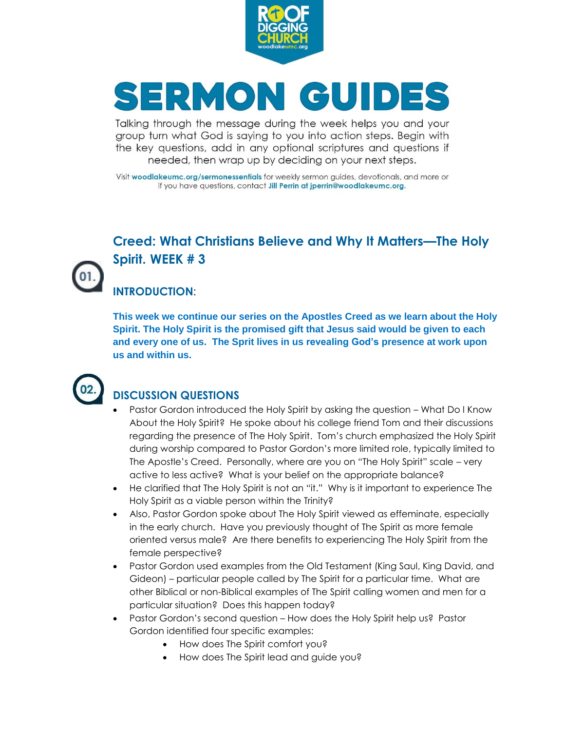ROOF DIGGING CHURCH
woodlakeumc.org

# SERMON GUIDES

Talking through the message during the week helps you and your group turn what God is saying to you into action steps. Begin with the key questions, add in any optional scriptures and questions if needed, then wrap up by deciding on your next steps.

Visit **woodlakeumc.org/sermonessentials** for weekly sermon guides, devotionals, and more or if you have questions, contact **Jill Perrin at jperrin@woodlakeumc.org.**

## Creed: What Christians Believe and Why It Matters—The Holy Spirit. WEEK # 3

01.

### INTRODUCTION:

**This week we continue our series on the Apostles Creed as we learn about the Holy Spirit. The Holy Spirit is the promised gift that Jesus said would be given to each and every one of us. The Sprit lives in us revealing God's presence at work upon us and within us.**

02.

### DISCUSSION QUESTIONS

- Pastor Gordon introduced the Holy Spirit by asking the question – What Do I Know About the Holy Spirit? He spoke about his college friend Tom and their discussions regarding the presence of The Holy Spirit. Tom's church emphasized the Holy Spirit during worship compared to Pastor Gordon's more limited role, typically limited to The Apostle's Creed. Personally, where are you on "The Holy Spirit" scale – very active to less active? What is your belief on the appropriate balance?
- He clarified that The Holy Spirit is not an "it." Why is it important to experience The Holy Spirit as a viable person within the Trinity?
- Also, Pastor Gordon spoke about The Holy Spirit viewed as effeminate, especially in the early church. Have you previously thought of The Spirit as more female oriented versus male? Are there benefits to experiencing The Holy Spirit from the female perspective?
- Pastor Gordon used examples from the Old Testament (King Saul, King David, and Gideon) – particular people called by The Spirit for a particular time. What are other Biblical or non-Biblical examples of The Spirit calling women and men for a particular situation? Does this happen today?
- Pastor Gordon's second question – How does the Holy Spirit help us? Pastor Gordon identified four specific examples:
  - How does The Spirit comfort you?
  - How does The Spirit lead and guide you?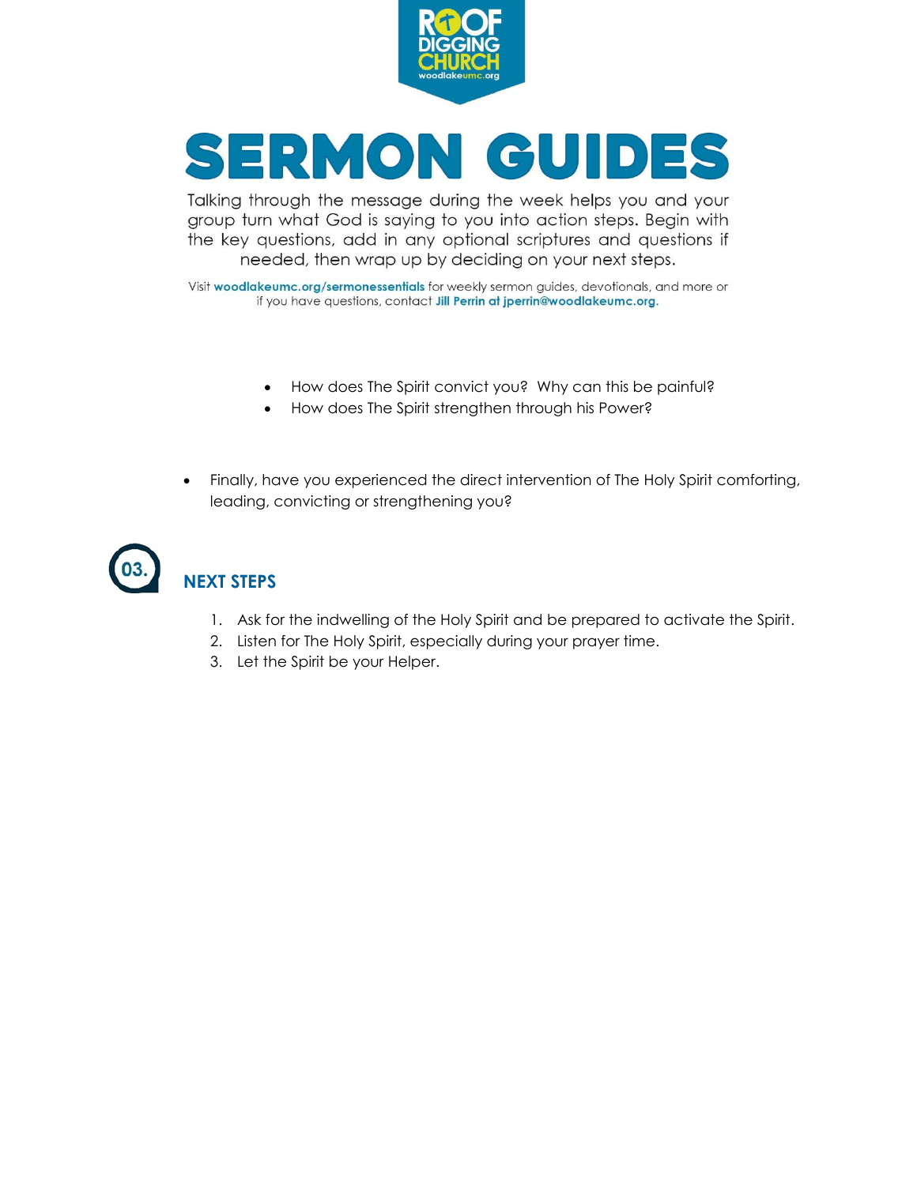ROOF DIGGING CHURCH
woodlakeumc.org

# SERMON GUIDES

Talking through the message during the week helps you and your group turn what God is saying to you into action steps. Begin with the key questions, add in any optional scriptures and questions if needed, then wrap up by deciding on your next steps.

Visit **woodlakeumc.org/sermonessentials** for weekly sermon guides, devotionals, and more or if you have questions, contact **Jill Perrin at jperrin@woodlakeumc.org.**

  - How does The Spirit convict you? Why can this be painful?
  - How does The Spirit strengthen through his Power?

- Finally, have you experienced the direct intervention of The Holy Spirit comforting, leading, convicting or strengthening you?

## 03. NEXT STEPS

1. Ask for the indwelling of the Holy Spirit and be prepared to activate the Spirit.
2. Listen for The Holy Spirit, especially during your prayer time.
3. Let the Spirit be your Helper.